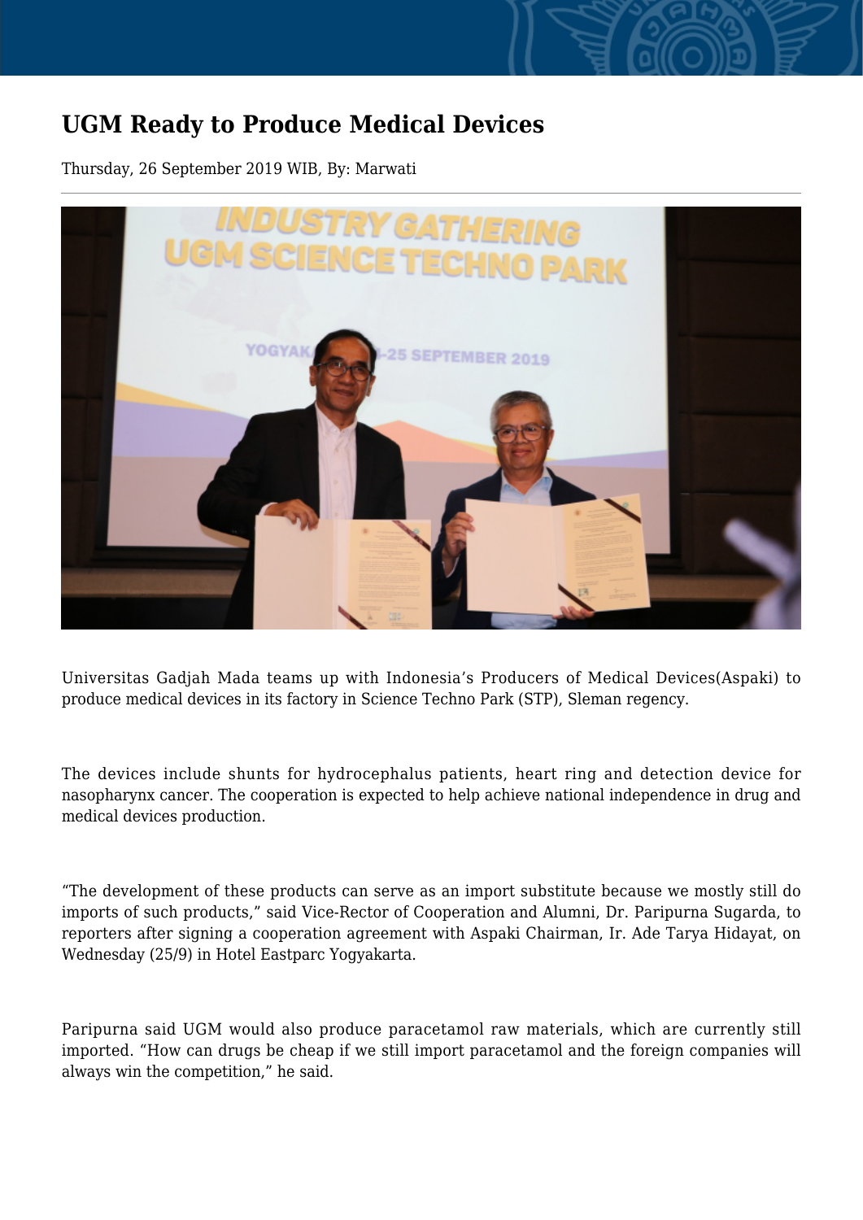# UGM Ready to Produce Medical Devices

Thursday, 26 September 2019 WIB, By: Marwati

Universitas Gadjah Mada teams up with Indonesia's Producers of Medical Devices(Aspaki) to produce medical devices in its factory in Science Techno Park (STP), Sleman regency.

The devices include shunts for hydrocephalus patients, heart ring and detection device for nasopharynx cancer. The cooperation is expected to help achieve national independence in drug and medical devices production.

"The development of these products can serve as an import substitute because we mostly still do imports of such products," said Vice-Rector of Cooperation and Alumni, Dr. Paripurna Sugarda, to reporters after signing a cooperation agreement with Aspaki Chairman, Ir. Ade Tarya Hidayat, on Wednesday (25/9) in Hotel Eastparc Yogyakarta.

Paripurna said UGM would also produce paracetamol raw materials, which are currently still imported. "How can drugs be cheap if we still import paracetamol and the foreign companies will always win the competition," he said.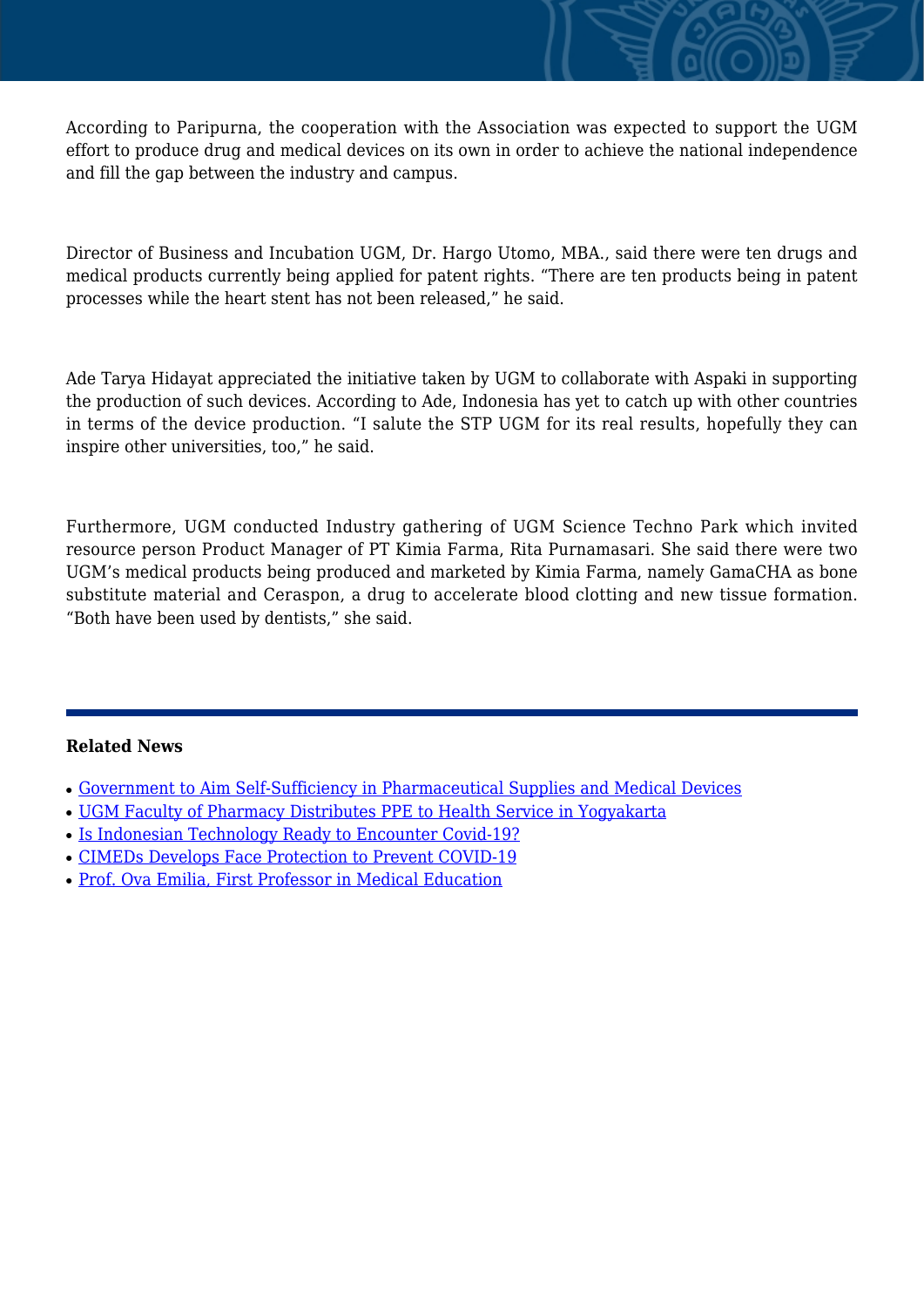According to Paripurna, the cooperation with the Association was expected to support the UGM effort to produce drug and medical devices on its own in order to achieve the national independence and fill the gap between the industry and campus.

Director of Business and Incubation UGM, Dr. Hargo Utomo, MBA., said there were ten drugs and medical products currently being applied for patent rights. “There are ten products being in patent processes while the heart stent has not been released,” he said.

Ade Tarya Hidayat appreciated the initiative taken by UGM to collaborate with Aspaki in supporting the production of such devices. According to Ade, Indonesia has yet to catch up with other countries in terms of the device production. “I salute the STP UGM for its real results, hopefully they can inspire other universities, too,” he said.

Furthermore, UGM conducted Industry gathering of UGM Science Techno Park which invited resource person Product Manager of PT Kimia Farma, Rita Purnamasari. She said there were two UGM’s medical products being produced and marketed by Kimia Farma, namely GamaCHA as bone substitute material and Ceraspon, a drug to accelerate blood clotting and new tissue formation. “Both have been used by dentists,” she said.

---

**Related News**

- Government to Aim Self-Sufficiency in Pharmaceutical Supplies and Medical Devices
- UGM Faculty of Pharmacy Distributes PPE to Health Service in Yogyakarta
- Is Indonesian Technology Ready to Encounter Covid-19?
- CIMEDs Develops Face Protection to Prevent COVID-19
- Prof. Ova Emilia, First Professor in Medical Education